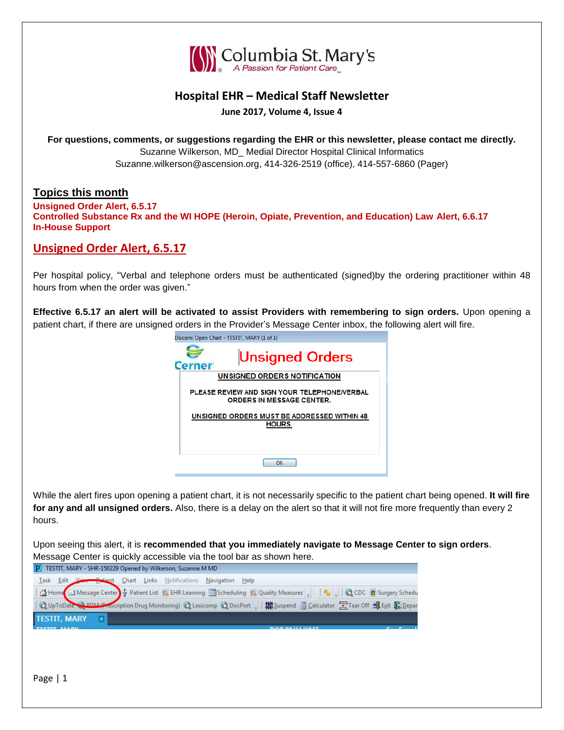Columbia St. Mary's
*A Passion for Patient Care*

# Hospital EHR – Medical Staff Newsletter

**June 2017, Volume 4, Issue 4**

**For questions, comments, or suggestions regarding the EHR or this newsletter, please contact me directly.**
Suzanne Wilkerson, MD_ Medial Director Hospital Clinical Informatics
Suzanne.wilkerson@ascension.org, 414-326-2519 (office), 414-557-6860 (Pager)

## Topics this month

**Unsigned Order Alert, 6.5.17**
**Controlled Substance Rx and the WI HOPE (Heroin, Opiate, Prevention, and Education) Law Alert, 6.6.17**
**In-House Support**

## Unsigned Order Alert, 6.5.17

Per hospital policy, "Verbal and telephone orders must be authenticated (signed)by the ordering practitioner within 48 hours from when the order was given."

**Effective 6.5.17 an alert will be activated to assist Providers with remembering to sign orders.** Upon opening a patient chart, if there are unsigned orders in the Provider's Message Center inbox, the following alert will fire.

Discern: Open Chart - TESTIT, MARY (1 of 1)

Unsigned Orders

UNSIGNED ORDERS NOTIFICATION

PLEASE REVIEW AND SIGN YOUR TELEPHONE/VERBAL ORDERS IN MESSAGE CENTER.

UNSIGNED ORDERS MUST BE ADDRESSED WITHIN 48 HOURS.

OK

While the alert fires upon opening a patient chart, it is not necessarily specific to the patient chart being opened. **It will fire for any and all unsigned orders.** Also, there is a delay on the alert so that it will not fire more frequently than every 2 hours.

Upon seeing this alert, it is **recommended that you immediately navigate to Message Center to sign orders**. Message Center is quickly accessible via the tool bar as shown here.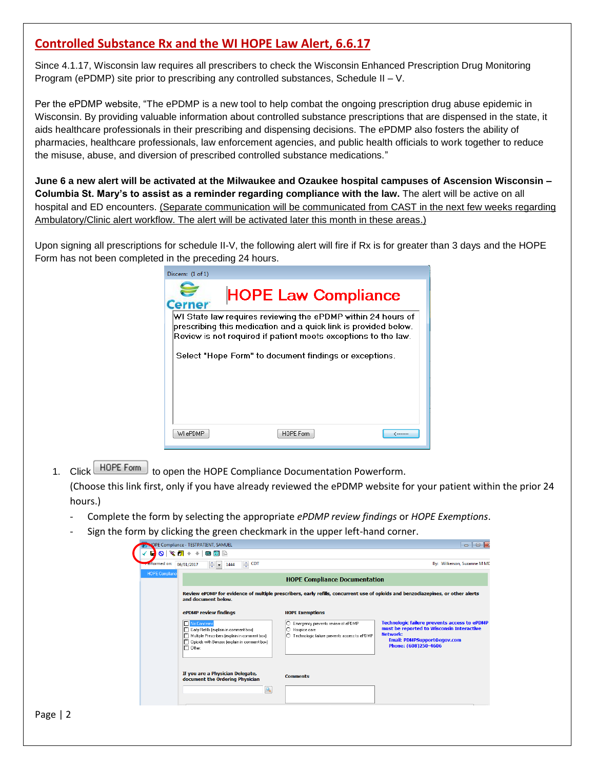## Controlled Substance Rx and the WI HOPE Law Alert, 6.6.17

Since 4.1.17, Wisconsin law requires all prescribers to check the Wisconsin Enhanced Prescription Drug Monitoring Program (ePDMP) site prior to prescribing any controlled substances, Schedule II – V.

Per the ePDMP website, "The ePDMP is a new tool to help combat the ongoing prescription drug abuse epidemic in Wisconsin. By providing valuable information about controlled substance prescriptions that are dispensed in the state, it aids healthcare professionals in their prescribing and dispensing decisions. The ePDMP also fosters the ability of pharmacies, healthcare professionals, law enforcement agencies, and public health officials to work together to reduce the misuse, abuse, and diversion of prescribed controlled substance medications."

**June 6 a new alert will be activated at the Milwaukee and Ozaukee hospital campuses of Ascension Wisconsin – Columbia St. Mary's to assist as a reminder regarding compliance with the law.** The alert will be active on all hospital and ED encounters. (Separate communication will be communicated from CAST in the next few weeks regarding Ambulatory/Clinic alert workflow. The alert will be activated later this month in these areas.)

Upon signing all prescriptions for schedule II-V, the following alert will fire if Rx is for greater than 3 days and the HOPE Form has not been completed in the preceding 24 hours.

1. Click HOPE Form to open the HOPE Compliance Documentation Powerform.
   (Choose this link first, only if you have already reviewed the ePDMP website for your patient within the prior 24 hours.)
   - Complete the form by selecting the appropriate *ePDMP review findings* or *HOPE Exemptions*.
   - Sign the form by clicking the green checkmark in the upper left-hand corner.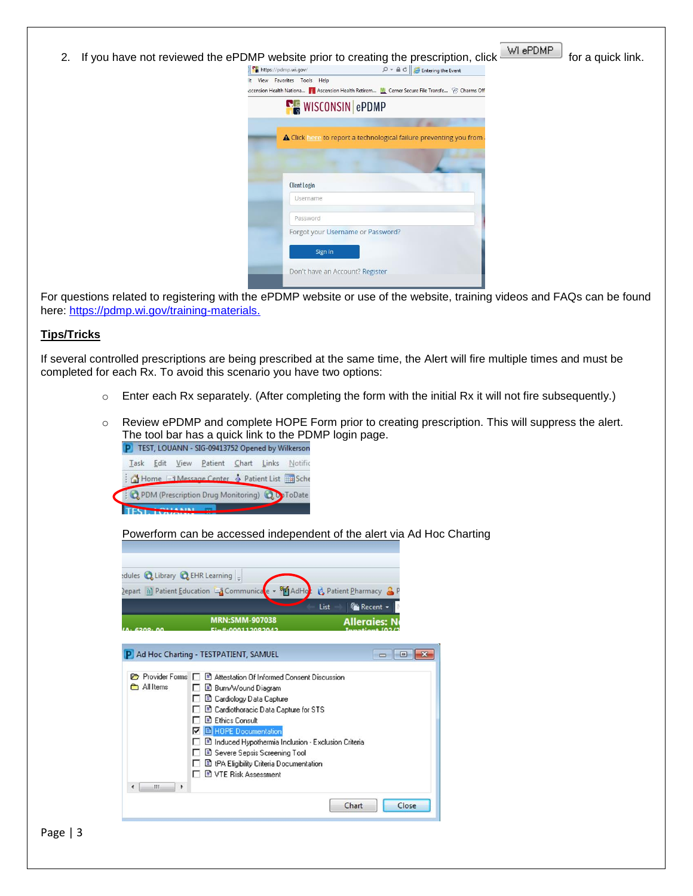2. If you have not reviewed the ePDMP website prior to creating the prescription, click WI ePDMP for a quick link.

For questions related to registering with the ePDMP website or use of the website, training videos and FAQs can be found here: https://pdmp.wi.gov/training-materials.

**Tips/Tricks**

If several controlled prescriptions are being prescribed at the same time, the Alert will fire multiple times and must be completed for each Rx. To avoid this scenario you have two options:

- Enter each Rx separately. (After completing the form with the initial Rx it will not fire subsequently.)
- Review ePDMP and complete HOPE Form prior to creating prescription. This will suppress the alert. The tool bar has a quick link to the PDMP login page.

  Powerform can be accessed independent of the alert via Ad Hoc Charting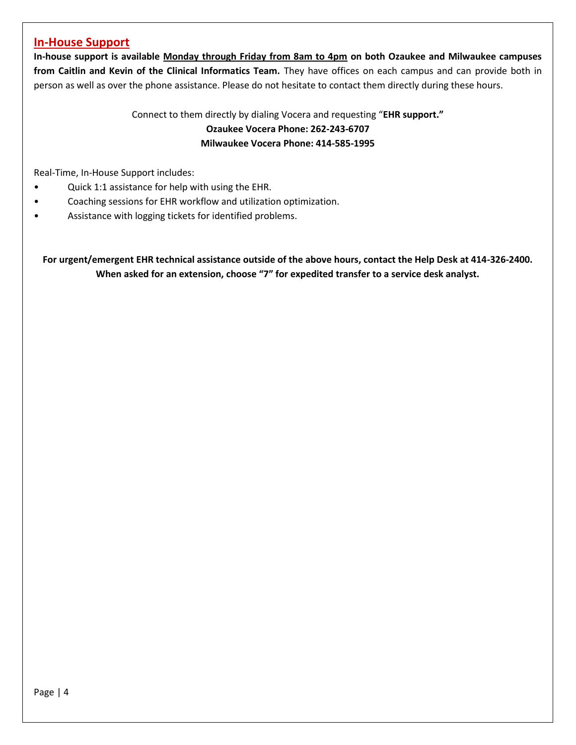## In-House Support

**In-house support is available Monday through Friday from 8am to 4pm on both Ozaukee and Milwaukee campuses from Caitlin and Kevin of the Clinical Informatics Team.** They have offices on each campus and can provide both in person as well as over the phone assistance. Please do not hesitate to contact them directly during these hours.

Connect to them directly by dialing Vocera and requesting "**EHR support.**"

**Ozaukee Vocera Phone: 262-243-6707**

**Milwaukee Vocera Phone: 414-585-1995**

Real-Time, In-House Support includes:

- Quick 1:1 assistance for help with using the EHR.
- Coaching sessions for EHR workflow and utilization optimization.
- Assistance with logging tickets for identified problems.

**For urgent/emergent EHR technical assistance outside of the above hours, contact the Help Desk at 414-326-2400. When asked for an extension, choose "7" for expedited transfer to a service desk analyst.**